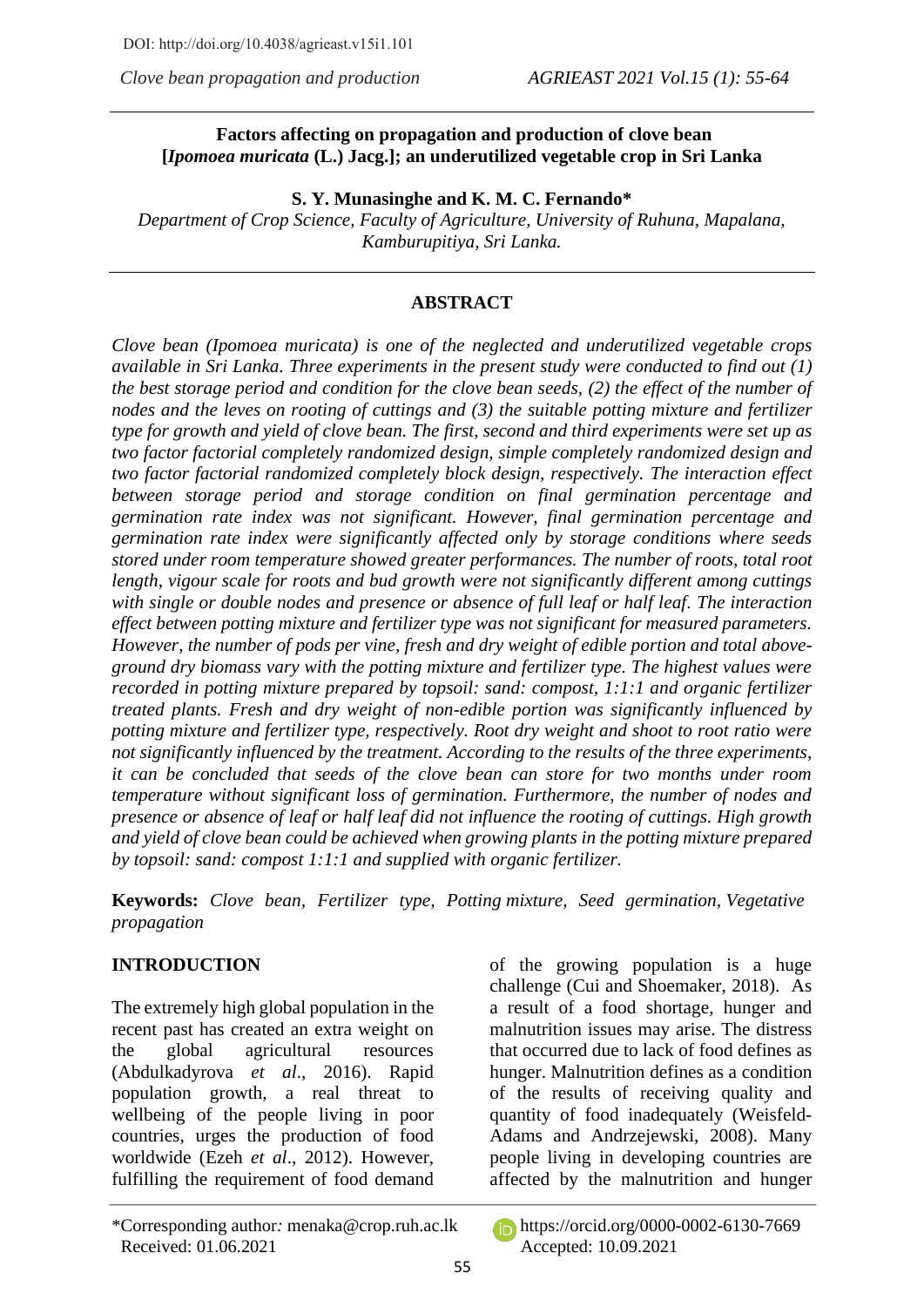DOI: http://doi.org/10.4038/agrieast.v15i1.101

# Factors affecting on propagation and production of clove bean [*Ipomoea muricata* (L.) Jacg.]; an underutilized vegetable crop in Sri Lanka

**S. Y. Munasinghe and K. M. C. Fernando***

*Department of Crop Science, Faculty of Agriculture, University of Ruhuna, Mapalana, Kamburupitiya, Sri Lanka.*

## ABSTRACT

*Clove bean (Ipomoea muricata) is one of the neglected and underutilized vegetable crops available in Sri Lanka. Three experiments in the present study were conducted to find out (1) the best storage period and condition for the clove bean seeds, (2) the effect of the number of nodes and the leves on rooting of cuttings and (3) the suitable potting mixture and fertilizer type for growth and yield of clove bean. The first, second and third experiments were set up as two factor factorial completely randomized design, simple completely randomized design and two factor factorial randomized completely block design, respectively. The interaction effect between storage period and storage condition on final germination percentage and germination rate index was not significant. However, final germination percentage and germination rate index were significantly affected only by storage conditions where seeds stored under room temperature showed greater performances. The number of roots, total root length, vigour scale for roots and bud growth were not significantly different among cuttings with single or double nodes and presence or absence of full leaf or half leaf. The interaction effect between potting mixture and fertilizer type was not significant for measured parameters. However, the number of pods per vine, fresh and dry weight of edible portion and total above-ground dry biomass vary with the potting mixture and fertilizer type. The highest values were recorded in potting mixture prepared by topsoil: sand: compost, 1:1:1 and organic fertilizer treated plants. Fresh and dry weight of non-edible portion was significantly influenced by potting mixture and fertilizer type, respectively. Root dry weight and shoot to root ratio were not significantly influenced by the treatment. According to the results of the three experiments, it can be concluded that seeds of the clove bean can store for two months under room temperature without significant loss of germination. Furthermore, the number of nodes and presence or absence of leaf or half leaf did not influence the rooting of cuttings. High growth and yield of clove bean could be achieved when growing plants in the potting mixture prepared by topsoil: sand: compost 1:1:1 and supplied with organic fertilizer.*

**Keywords:** *Clove bean, Fertilizer type, Potting mixture, Seed germination, Vegetative propagation*

## INTRODUCTION

The extremely high global population in the recent past has created an extra weight on the global agricultural resources (Abdulkadyrova *et al*., 2016). Rapid population growth, a real threat to wellbeing of the people living in poor countries, urges the production of food worldwide (Ezeh *et al*., 2012). However, fulfilling the requirement of food demand of the growing population is a huge challenge (Cui and Shoemaker, 2018). As a result of a food shortage, hunger and malnutrition issues may arise. The distress that occurred due to lack of food defines as hunger. Malnutrition defines as a condition of the results of receiving quality and quantity of food inadequately (Weisfeld-Adams and Andrzejewski, 2008). Many people living in developing countries are affected by the malnutrition and hunger

\*Corresponding author: menaka@crop.ruh.ac.lk https://orcid.org/0000-0002-6130-7669
Received: 01.06.2021 Accepted: 10.09.2021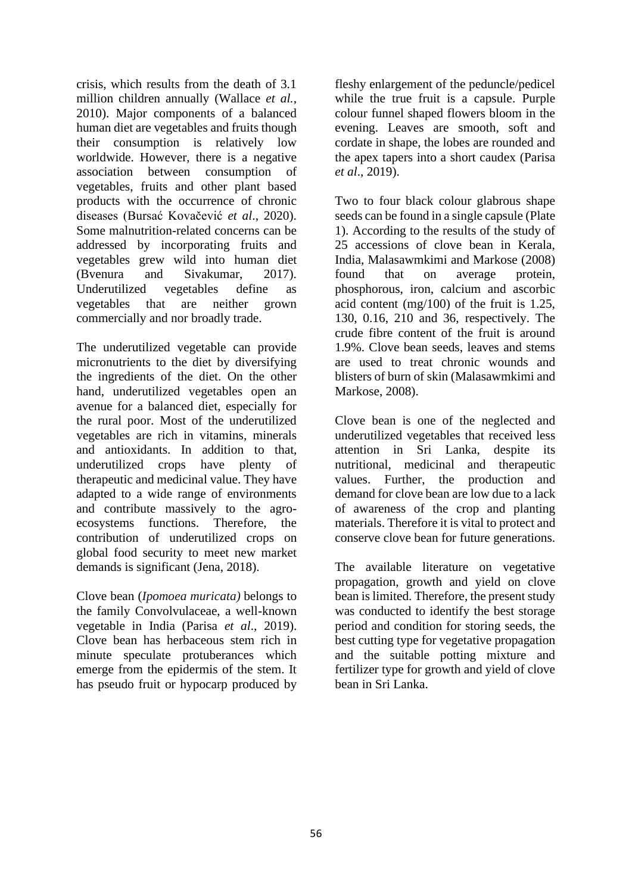crisis, which results from the death of 3.1 million children annually (Wallace *et al.*, 2010). Major components of a balanced human diet are vegetables and fruits though their consumption is relatively low worldwide. However, there is a negative association between consumption of vegetables, fruits and other plant based products with the occurrence of chronic diseases (Bursać Kovačević *et al*., 2020). Some malnutrition-related concerns can be addressed by incorporating fruits and vegetables grew wild into human diet (Bvenura and Sivakumar, 2017). Underutilized vegetables define as vegetables that are neither grown commercially and nor broadly trade.

The underutilized vegetable can provide micronutrients to the diet by diversifying the ingredients of the diet. On the other hand, underutilized vegetables open an avenue for a balanced diet, especially for the rural poor. Most of the underutilized vegetables are rich in vitamins, minerals and antioxidants. In addition to that, underutilized crops have plenty of therapeutic and medicinal value. They have adapted to a wide range of environments and contribute massively to the agro-ecosystems functions. Therefore, the contribution of underutilized crops on global food security to meet new market demands is significant (Jena, 2018).

Clove bean (*Ipomoea muricata)* belongs to the family Convolvulaceae, a well-known vegetable in India (Parisa *et al*., 2019). Clove bean has herbaceous stem rich in minute speculate protuberances which emerge from the epidermis of the stem. It has pseudo fruit or hypocarp produced by fleshy enlargement of the peduncle/pedicel while the true fruit is a capsule. Purple colour funnel shaped flowers bloom in the evening. Leaves are smooth, soft and cordate in shape, the lobes are rounded and the apex tapers into a short caudex (Parisa *et al*., 2019).

Two to four black colour glabrous shape seeds can be found in a single capsule (Plate 1). According to the results of the study of 25 accessions of clove bean in Kerala, India, Malasawmkimi and Markose (2008) found that on average protein, phosphorous, iron, calcium and ascorbic acid content (mg/100) of the fruit is 1.25, 130, 0.16, 210 and 36, respectively. The crude fibre content of the fruit is around 1.9%. Clove bean seeds, leaves and stems are used to treat chronic wounds and blisters of burn of skin (Malasawmkimi and Markose, 2008).

Clove bean is one of the neglected and underutilized vegetables that received less attention in Sri Lanka, despite its nutritional, medicinal and therapeutic values. Further, the production and demand for clove bean are low due to a lack of awareness of the crop and planting materials. Therefore it is vital to protect and conserve clove bean for future generations.

The available literature on vegetative propagation, growth and yield on clove bean is limited. Therefore, the present study was conducted to identify the best storage period and condition for storing seeds, the best cutting type for vegetative propagation and the suitable potting mixture and fertilizer type for growth and yield of clove bean in Sri Lanka.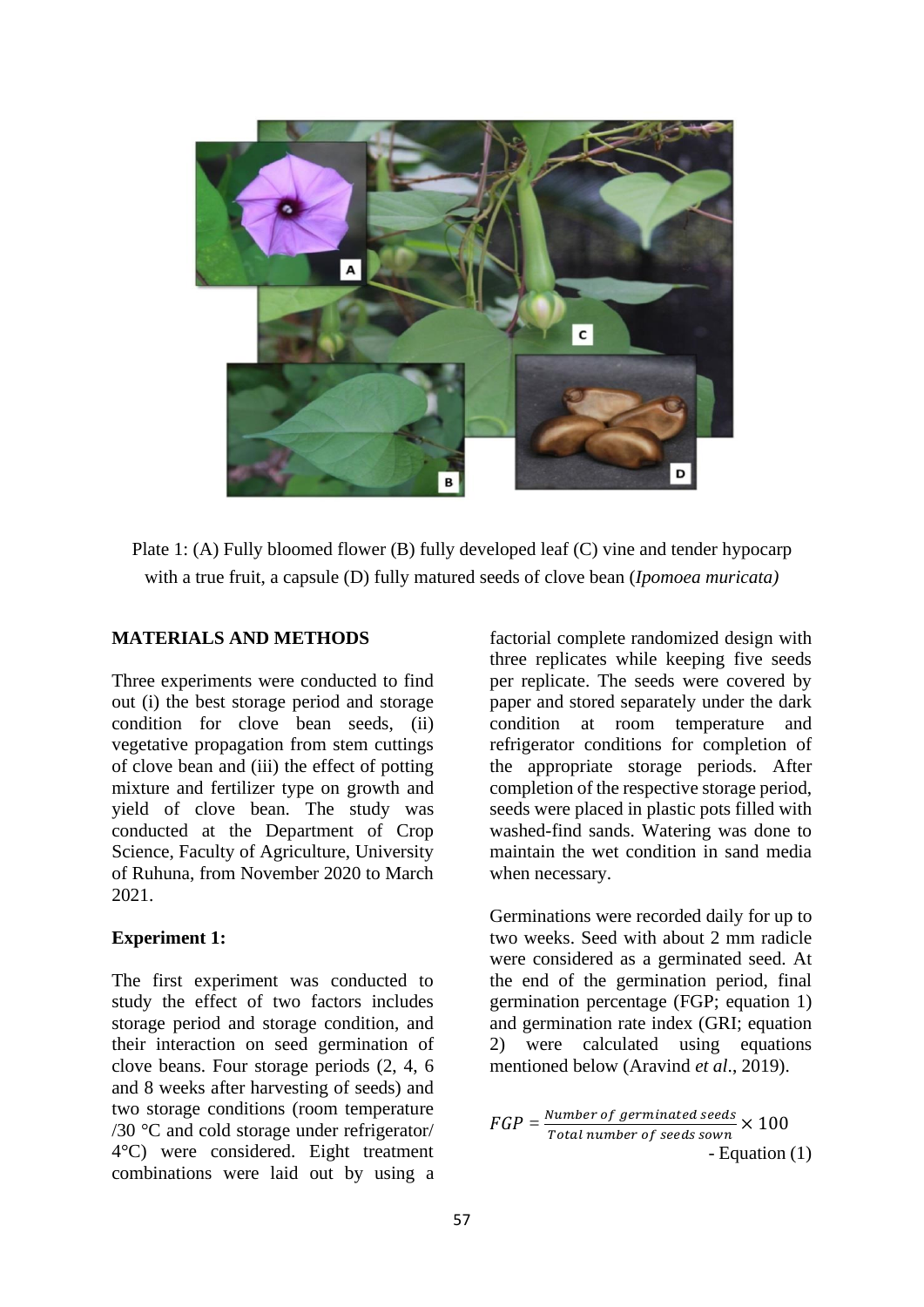Plate 1: (A) Fully bloomed flower (B) fully developed leaf (C) vine and tender hypocarp with a true fruit, a capsule (D) fully matured seeds of clove bean (*Ipomoea muricata)*

**MATERIALS AND METHODS**

Three experiments were conducted to find out (i) the best storage period and storage condition for clove bean seeds, (ii) vegetative propagation from stem cuttings of clove bean and (iii) the effect of potting mixture and fertilizer type on growth and yield of clove bean. The study was conducted at the Department of Crop Science, Faculty of Agriculture, University of Ruhuna, from November 2020 to March 2021.

**Experiment 1:**

The first experiment was conducted to study the effect of two factors includes storage period and storage condition, and their interaction on seed germination of clove beans. Four storage periods (2, 4, 6 and 8 weeks after harvesting of seeds) and two storage conditions (room temperature /30 °C and cold storage under refrigerator/ 4°C) were considered. Eight treatment combinations were laid out by using a factorial complete randomized design with three replicates while keeping five seeds per replicate. The seeds were covered by paper and stored separately under the dark condition at room temperature and refrigerator conditions for completion of the appropriate storage periods. After completion of the respective storage period, seeds were placed in plastic pots filled with washed-find sands. Watering was done to maintain the wet condition in sand media when necessary.

Germinations were recorded daily for up to two weeks. Seed with about 2 mm radicle were considered as a germinated seed. At the end of the germination period, final germination percentage (FGP; equation 1) and germination rate index (GRI; equation 2) were calculated using equations mentioned below (Aravind *et al*., 2019).

$$FGP = \frac{Number\ of\ germinated\ seeds}{Total\ number\ of\ seeds\ sown} \times 100$$

- Equation (1)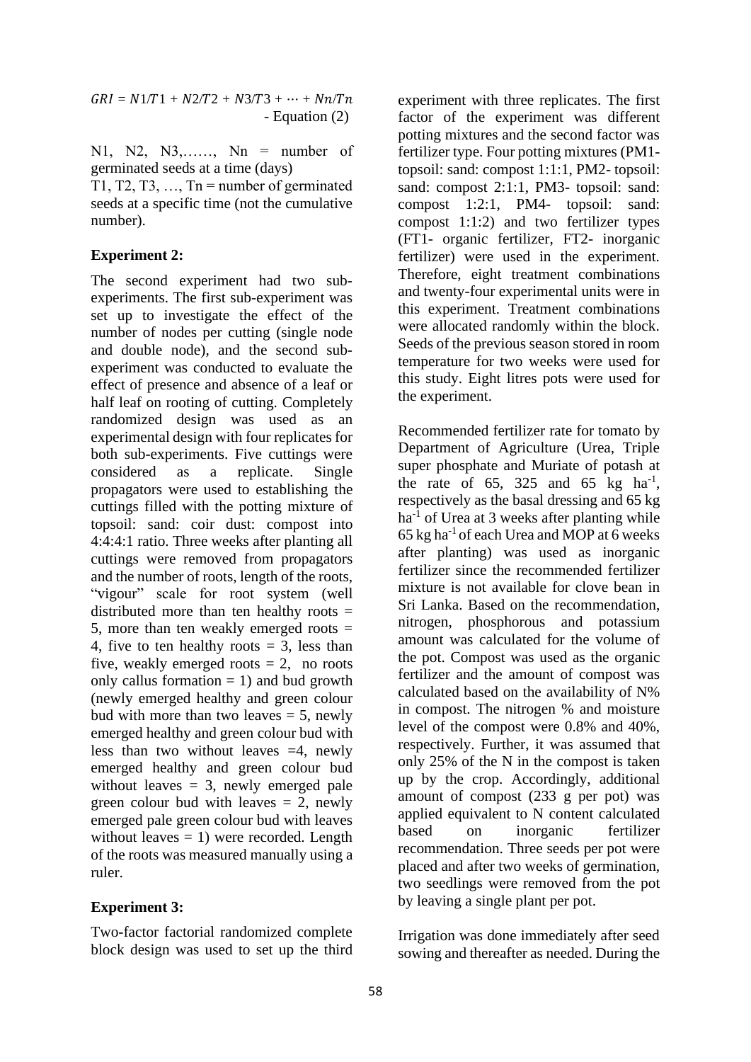$$GRI = N1/T1 + N2/T2 + N3/T3 + \cdots + Nn/Tn$$

- Equation (2)

N1, N2, N3,……, Nn = number of germinated seeds at a time (days)

T1, T2, T3, …, Tn = number of germinated seeds at a specific time (not the cumulative number).

**Experiment 2:**

The second experiment had two sub-experiments. The first sub-experiment was set up to investigate the effect of the number of nodes per cutting (single node and double node), and the second sub-experiment was conducted to evaluate the effect of presence and absence of a leaf or half leaf on rooting of cutting. Completely randomized design was used as an experimental design with four replicates for both sub-experiments. Five cuttings were considered as a replicate. Single propagators were used to establishing the cuttings filled with the potting mixture of topsoil: sand: coir dust: compost into 4:4:4:1 ratio. Three weeks after planting all cuttings were removed from propagators and the number of roots, length of the roots, "vigour" scale for root system (well distributed more than ten healthy roots = 5, more than ten weakly emerged roots = 4, five to ten healthy roots = 3, less than five, weakly emerged roots = 2, no roots only callus formation = 1) and bud growth (newly emerged healthy and green colour bud with more than two leaves = 5, newly emerged healthy and green colour bud with less than two without leaves =4, newly emerged healthy and green colour bud without leaves = 3, newly emerged pale green colour bud with leaves = 2, newly emerged pale green colour bud with leaves without leaves = 1) were recorded. Length of the roots was measured manually using a ruler.

**Experiment 3:**

Two-factor factorial randomized complete block design was used to set up the third experiment with three replicates. The first factor of the experiment was different potting mixtures and the second factor was fertilizer type. Four potting mixtures (PM1- topsoil: sand: compost 1:1:1, PM2- topsoil: sand: compost 2:1:1, PM3- topsoil: sand: compost 1:2:1, PM4- topsoil: sand: compost 1:1:2) and two fertilizer types (FT1- organic fertilizer, FT2- inorganic fertilizer) were used in the experiment. Therefore, eight treatment combinations and twenty-four experimental units were in this experiment. Treatment combinations were allocated randomly within the block. Seeds of the previous season stored in room temperature for two weeks were used for this study. Eight litres pots were used for the experiment.

Recommended fertilizer rate for tomato by Department of Agriculture (Urea, Triple super phosphate and Muriate of potash at the rate of 65, 325 and 65 kg ha$^{-1}$, respectively as the basal dressing and 65 kg ha$^{-1}$ of Urea at 3 weeks after planting while 65 kg ha$^{-1}$ of each Urea and MOP at 6 weeks after planting) was used as inorganic fertilizer since the recommended fertilizer mixture is not available for clove bean in Sri Lanka. Based on the recommendation, nitrogen, phosphorous and potassium amount was calculated for the volume of the pot. Compost was used as the organic fertilizer and the amount of compost was calculated based on the availability of N% in compost. The nitrogen % and moisture level of the compost were 0.8% and 40%, respectively. Further, it was assumed that only 25% of the N in the compost is taken up by the crop. Accordingly, additional amount of compost (233 g per pot) was applied equivalent to N content calculated based on inorganic fertilizer recommendation. Three seeds per pot were placed and after two weeks of germination, two seedlings were removed from the pot by leaving a single plant per pot.

Irrigation was done immediately after seed sowing and thereafter as needed. During the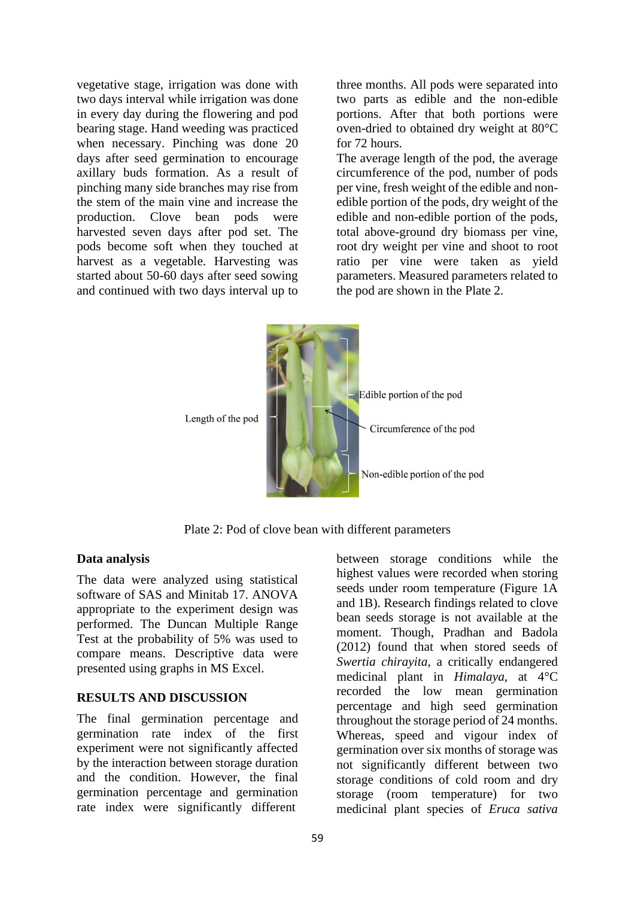vegetative stage, irrigation was done with two days interval while irrigation was done in every day during the flowering and pod bearing stage. Hand weeding was practiced when necessary. Pinching was done 20 days after seed germination to encourage axillary buds formation. As a result of pinching many side branches may rise from the stem of the main vine and increase the production. Clove bean pods were harvested seven days after pod set. The pods become soft when they touched at harvest as a vegetable. Harvesting was started about 50-60 days after seed sowing and continued with two days interval up to three months. All pods were separated into two parts as edible and the non-edible portions. After that both portions were oven-dried to obtained dry weight at 80°C for 72 hours.

The average length of the pod, the average circumference of the pod, number of pods per vine, fresh weight of the edible and non-edible portion of the pods, dry weight of the edible and non-edible portion of the pods, total above-ground dry biomass per vine, root dry weight per vine and shoot to root ratio per vine were taken as yield parameters. Measured parameters related to the pod are shown in the Plate 2.

Length of the pod

Edible portion of the pod

Circumference of the pod

Non-edible portion of the pod

Plate 2: Pod of clove bean with different parameters

### Data analysis

The data were analyzed using statistical software of SAS and Minitab 17. ANOVA appropriate to the experiment design was performed. The Duncan Multiple Range Test at the probability of 5% was used to compare means. Descriptive data were presented using graphs in MS Excel.

## RESULTS AND DISCUSSION

The final germination percentage and germination rate index of the first experiment were not significantly affected by the interaction between storage duration and the condition. However, the final germination percentage and germination rate index were significantly different between storage conditions while the highest values were recorded when storing seeds under room temperature (Figure 1A and 1B). Research findings related to clove bean seeds storage is not available at the moment. Though, Pradhan and Badola (2012) found that when stored seeds of *Swertia chirayita*, a critically endangered medicinal plant in *Himalaya*, at 4°C recorded the low mean germination percentage and high seed germination throughout the storage period of 24 months. Whereas, speed and vigour index of germination over six months of storage was not significantly different between two storage conditions of cold room and dry storage (room temperature) for two medicinal plant species of *Eruca sativa*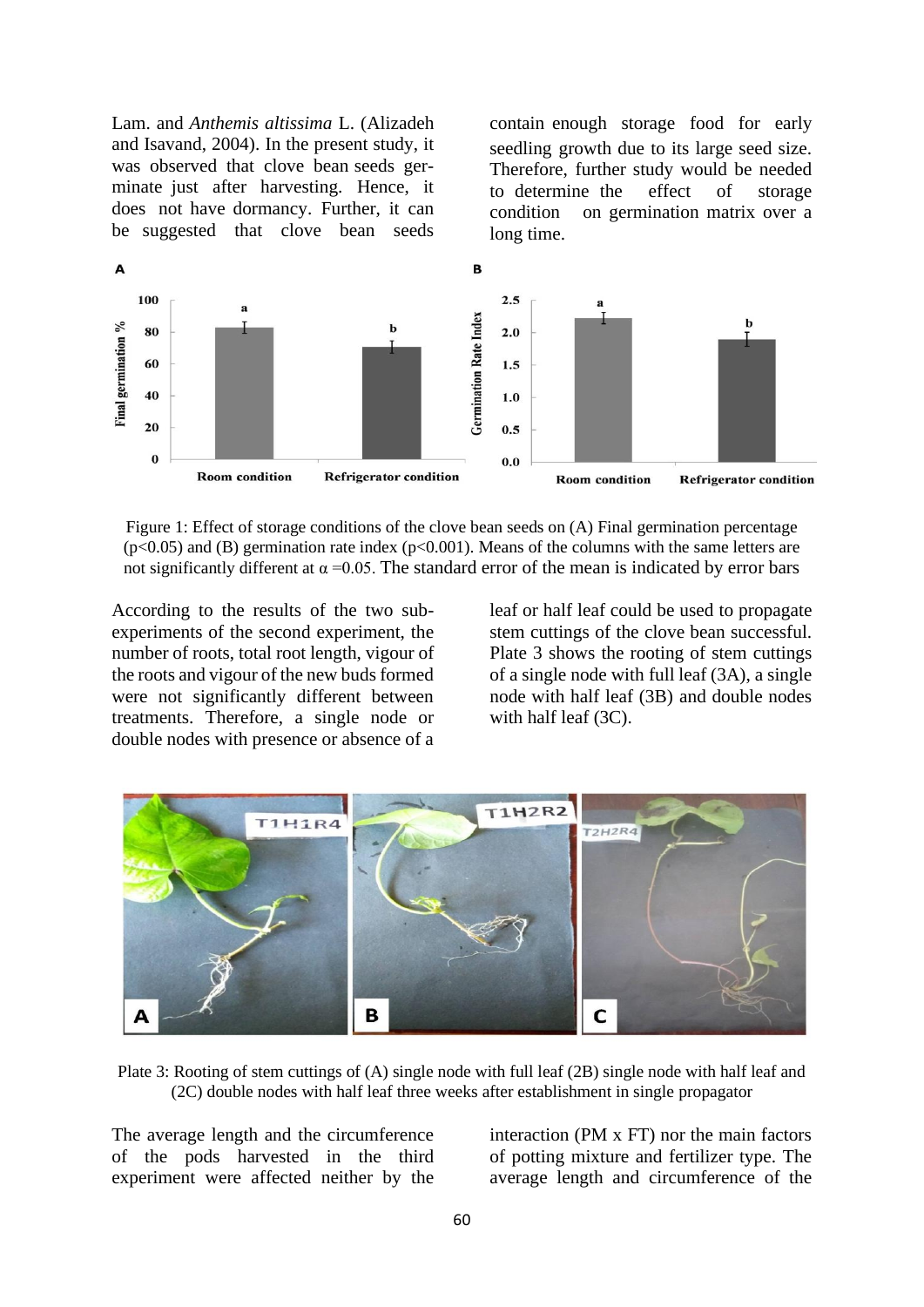Lam. and *Anthemis altissima* L. (Alizadeh and Isavand, 2004). In the present study, it was observed that clove bean seeds germinate just after harvesting. Hence, it does not have dormancy. Further, it can be suggested that clove bean seeds contain enough storage food for early seedling growth due to its large seed size. Therefore, further study would be needed to determine the effect of storage condition on germination matrix over a long time.

Figure 1: Effect of storage conditions of the clove bean seeds on (A) Final germination percentage ($p<0.05$) and (B) germination rate index ($p<0.001$). Means of the columns with the same letters are not significantly different at $\alpha = 0.05$. The standard error of the mean is indicated by error bars

According to the results of the two sub-experiments of the second experiment, the number of roots, total root length, vigour of the roots and vigour of the new buds formed were not significantly different between treatments. Therefore, a single node or double nodes with presence or absence of a leaf or half leaf could be used to propagate stem cuttings of the clove bean successful. Plate 3 shows the rooting of stem cuttings of a single node with full leaf (3A), a single node with half leaf (3B) and double nodes with half leaf (3C).

Plate 3: Rooting of stem cuttings of (A) single node with full leaf (2B) single node with half leaf and (2C) double nodes with half leaf three weeks after establishment in single propagator

The average length and the circumference of the pods harvested in the third experiment were affected neither by the interaction (PM x FT) nor the main factors of potting mixture and fertilizer type. The average length and circumference of the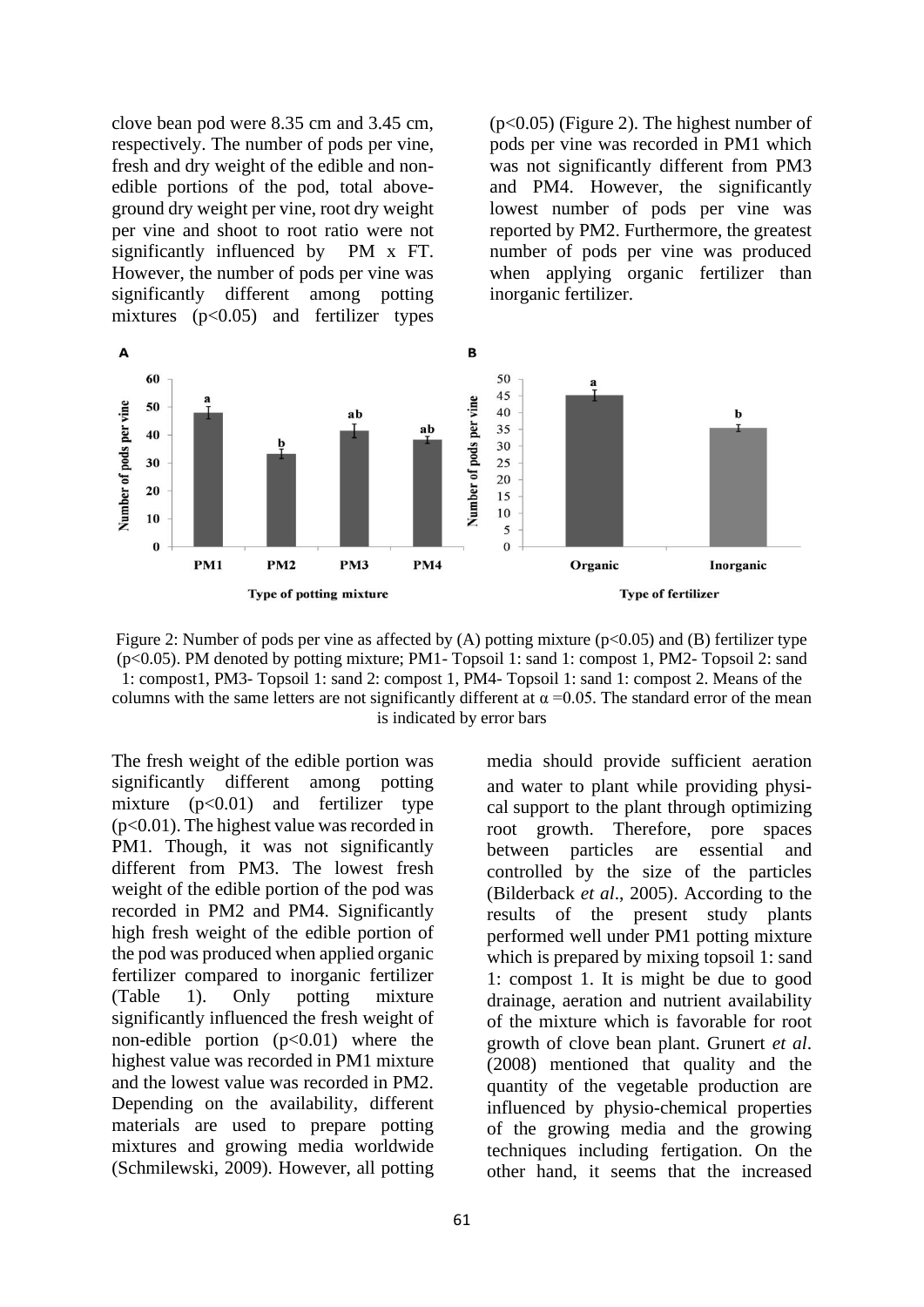clove bean pod were 8.35 cm and 3.45 cm, respectively. The number of pods per vine, fresh and dry weight of the edible and non-edible portions of the pod, total above-ground dry weight per vine, root dry weight per vine and shoot to root ratio were not significantly influenced by PM x FT. However, the number of pods per vine was significantly different among potting mixtures ($p<0.05$) and fertilizer types ($p<0.05$) (Figure 2). The highest number of pods per vine was recorded in PM1 which was not significantly different from PM3 and PM4. However, the significantly lowest number of pods per vine was reported by PM2. Furthermore, the greatest number of pods per vine was produced when applying organic fertilizer than inorganic fertilizer.

Figure 2: Number of pods per vine as affected by (A) potting mixture ($p<0.05$) and (B) fertilizer type ($p<0.05$). PM denoted by potting mixture; PM1- Topsoil 1: sand 1: compost 1, PM2- Topsoil 2: sand 1: compost1, PM3- Topsoil 1: sand 2: compost 1, PM4- Topsoil 1: sand 1: compost 2. Means of the columns with the same letters are not significantly different at $\alpha = 0.05$. The standard error of the mean is indicated by error bars

The fresh weight of the edible portion was significantly different among potting mixture ($p<0.01$) and fertilizer type ($p<0.01$). The highest value was recorded in PM1. Though, it was not significantly different from PM3. The lowest fresh weight of the edible portion of the pod was recorded in PM2 and PM4. Significantly high fresh weight of the edible portion of the pod was produced when applied organic fertilizer compared to inorganic fertilizer (Table 1). Only potting mixture significantly influenced the fresh weight of non-edible portion ($p<0.01$) where the highest value was recorded in PM1 mixture and the lowest value was recorded in PM2. Depending on the availability, different materials are used to prepare potting mixtures and growing media worldwide (Schmilewski, 2009). However, all potting media should provide sufficient aeration and water to plant while providing physical support to the plant through optimizing root growth. Therefore, pore spaces between particles are essential and controlled by the size of the particles (Bilderback *et al*., 2005). According to the results of the present study plants performed well under PM1 potting mixture which is prepared by mixing topsoil 1: sand 1: compost 1. It is might be due to good drainage, aeration and nutrient availability of the mixture which is favorable for root growth of clove bean plant. Grunert *et al*. (2008) mentioned that quality and the quantity of the vegetable production are influenced by physio-chemical properties of the growing media and the growing techniques including fertigation. On the other hand, it seems that the increased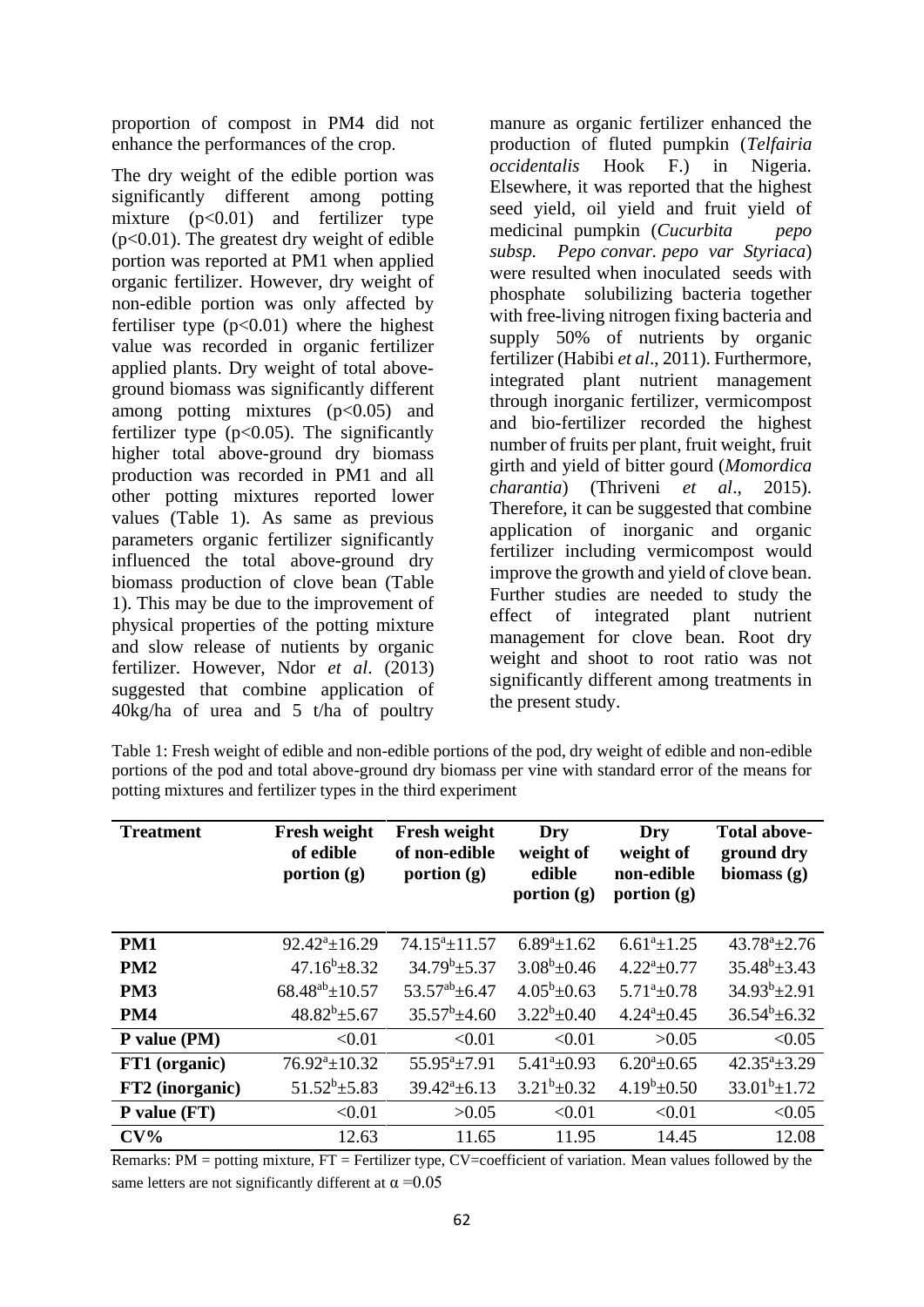proportion of compost in PM4 did not enhance the performances of the crop.

The dry weight of the edible portion was significantly different among potting mixture ($p<0.01$) and fertilizer type ($p<0.01$). The greatest dry weight of edible portion was reported at PM1 when applied organic fertilizer. However, dry weight of non-edible portion was only affected by fertiliser type ($p<0.01$) where the highest value was recorded in organic fertilizer applied plants. Dry weight of total above-ground biomass was significantly different among potting mixtures ($p<0.05$) and fertilizer type ($p<0.05$). The significantly higher total above-ground dry biomass production was recorded in PM1 and all other potting mixtures reported lower values (Table 1). As same as previous parameters organic fertilizer significantly influenced the total above-ground dry biomass production of clove bean (Table 1). This may be due to the improvement of physical properties of the potting mixture and slow release of nutients by organic fertilizer. However, Ndor *et al*. (2013) suggested that combine application of 40kg/ha of urea and 5 t/ha of poultry manure as organic fertilizer enhanced the production of fluted pumpkin (*Telfairia occidentalis* Hook F.) in Nigeria. Elsewhere, it was reported that the highest seed yield, oil yield and fruit yield of medicinal pumpkin (*Cucurbita pepo subsp. Pepo convar. pepo var Styriaca*) were resulted when inoculated seeds with phosphate solubilizing bacteria together with free-living nitrogen fixing bacteria and supply 50% of nutrients by organic fertilizer (Habibi *et al*., 2011). Furthermore, integrated plant nutrient management through inorganic fertilizer, vermicompost and bio-fertilizer recorded the highest number of fruits per plant, fruit weight, fruit girth and yield of bitter gourd (*Momordica charantia*) (Thriveni *et al*., 2015). Therefore, it can be suggested that combine application of inorganic and organic fertilizer including vermicompost would improve the growth and yield of clove bean. Further studies are needed to study the effect of integrated plant nutrient management for clove bean. Root dry weight and shoot to root ratio was not significantly different among treatments in the present study.

Table 1: Fresh weight of edible and non-edible portions of the pod, dry weight of edible and non-edible portions of the pod and total above-ground dry biomass per vine with standard error of the means for potting mixtures and fertilizer types in the third experiment

| Treatment | Fresh weight of edible portion (g) | Fresh weight of non-edible portion (g) | Dry weight of edible portion (g) | Dry weight of non-edible portion (g) | Total above-ground dry biomass (g) |
|---|---|---|---|---|---|
| **PM1** | 92.42[a]±16.29 | 74.15[a]±11.57 | 6.89[a]±1.62 | 6.61[a]±1.25 | 43.78[a]±2.76 |
| **PM2** | 47.16[b]±8.32 | 34.79[b]±5.37 | 3.08[b]±0.46 | 4.22[a]±0.77 | 35.48[b]±3.43 |
| **PM3** | 68.48[ab]±10.57 | 53.57[ab]±6.47 | 4.05[b]±0.63 | 5.71[a]±0.78 | 34.93[b]±2.91 |
| **PM4** | 48.82[b]±5.67 | 35.57[b]±4.60 | 3.22[b]±0.40 | 4.24[a]±0.45 | 36.54[b]±6.32 |
| **P value (PM)** | <0.01 | <0.01 | <0.01 | >0.05 | <0.05 |
| **FT1 (organic)** | 76.92[a]±10.32 | 55.95[a]±7.91 | 5.41[a]±0.93 | 6.20[a]±0.65 | 42.35[a]±3.29 |
| **FT2 (inorganic)** | 51.52[b]±5.83 | 39.42[a]±6.13 | 3.21[b]±0.32 | 4.19[b]±0.50 | 33.01[b]±1.72 |
| **P value (FT)** | <0.01 | >0.05 | <0.01 | <0.01 | <0.05 |
| **CV%** | 12.63 | 11.65 | 11.95 | 14.45 | 12.08 |

Remarks: PM = potting mixture, FT = Fertilizer type, CV=coefficient of variation. Mean values followed by the same letters are not significantly different at $\alpha = 0.05$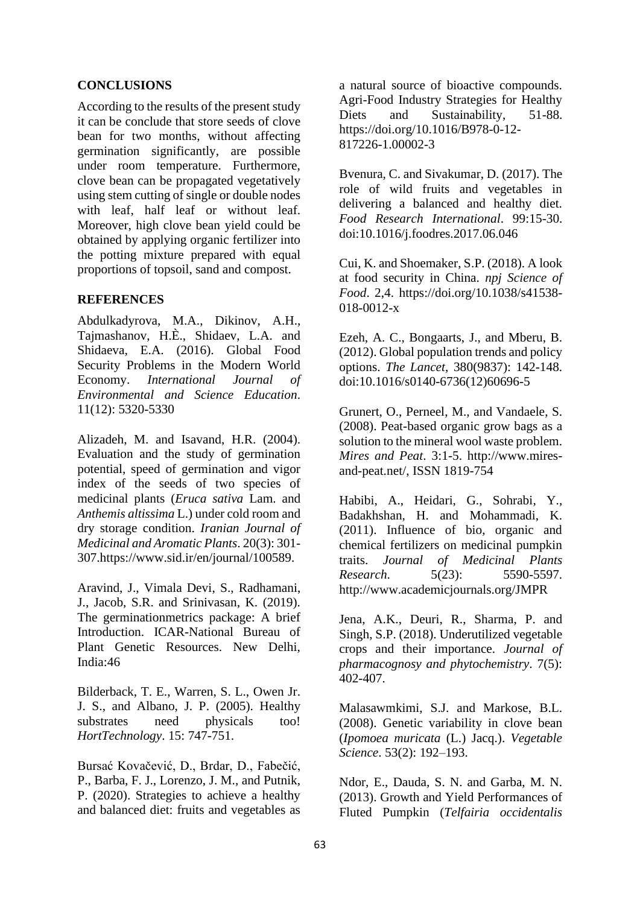## CONCLUSIONS

According to the results of the present study it can be conclude that store seeds of clove bean for two months, without affecting germination significantly, are possible under room temperature. Furthermore, clove bean can be propagated vegetatively using stem cutting of single or double nodes with leaf, half leaf or without leaf. Moreover, high clove bean yield could be obtained by applying organic fertilizer into the potting mixture prepared with equal proportions of topsoil, sand and compost.

## REFERENCES

Abdulkadyrova, M.A., Dikinov, A.H., Tajmashanov, H.È., Shidaev, L.A. and Shidaeva, E.A. (2016). Global Food Security Problems in the Modern World Economy. *International Journal of Environmental and Science Education*. 11(12): 5320-5330

Alizadeh, M. and Isavand, H.R. (2004). Evaluation and the study of germination potential, speed of germination and vigor index of the seeds of two species of medicinal plants (*Eruca sativa* Lam. and *Anthemis altissima* L.) under cold room and dry storage condition. *Iranian Journal of Medicinal and Aromatic Plants*. 20(3): 301-307.https://www.sid.ir/en/journal/100589.

Aravind, J., Vimala Devi, S., Radhamani, J., Jacob, S.R. and Srinivasan, K. (2019). The germinationmetrics package: A brief Introduction. ICAR-National Bureau of Plant Genetic Resources. New Delhi, India:46

Bilderback, T. E., Warren, S. L., Owen Jr. J. S., and Albano, J. P. (2005). Healthy substrates need physicals too! *HortTechnology*. 15: 747-751.

Bursać Kovačević, D., Brdar, D., Fabečić, P., Barba, F. J., Lorenzo, J. M., and Putnik, P. (2020). Strategies to achieve a healthy and balanced diet: fruits and vegetables as a natural source of bioactive compounds. Agri-Food Industry Strategies for Healthy Diets and Sustainability, 51-88. https://doi.org/10.1016/B978-0-12-817226-1.00002-3

Bvenura, C. and Sivakumar, D. (2017). The role of wild fruits and vegetables in delivering a balanced and healthy diet. *Food Research International*. 99:15-30. doi:10.1016/j.foodres.2017.06.046

Cui, K. and Shoemaker, S.P. (2018). A look at food security in China. *npj Science of Food*. 2,4. https://doi.org/10.1038/s41538-018-0012-x

Ezeh, A. C., Bongaarts, J., and Mberu, B. (2012). Global population trends and policy options. *The Lancet*, 380(9837): 142-148. doi:10.1016/s0140-6736(12)60696-5

Grunert, O., Perneel, M., and Vandaele, S. (2008). Peat-based organic grow bags as a solution to the mineral wool waste problem. *Mires and Peat*. 3:1-5. http://www.mires-and-peat.net/, ISSN 1819-754

Habibi, A., Heidari, G., Sohrabi, Y., Badakhshan, H. and Mohammadi, K. (2011). Influence of bio, organic and chemical fertilizers on medicinal pumpkin traits. *Journal of Medicinal Plants Research*. 5(23): 5590-5597. http://www.academicjournals.org/JMPR

Jena, A.K., Deuri, R., Sharma, P. and Singh, S.P. (2018). Underutilized vegetable crops and their importance. *Journal of pharmacognosy and phytochemistry*. 7(5): 402-407.

Malasawmkimi, S.J. and Markose, B.L. (2008). Genetic variability in clove bean (*Ipomoea muricata* (L.) Jacq.). *Vegetable Science*. 53(2): 192–193.

Ndor, E., Dauda, S. N. and Garba, M. N. (2013). Growth and Yield Performances of Fluted Pumpkin (*Telfairia occidentalis*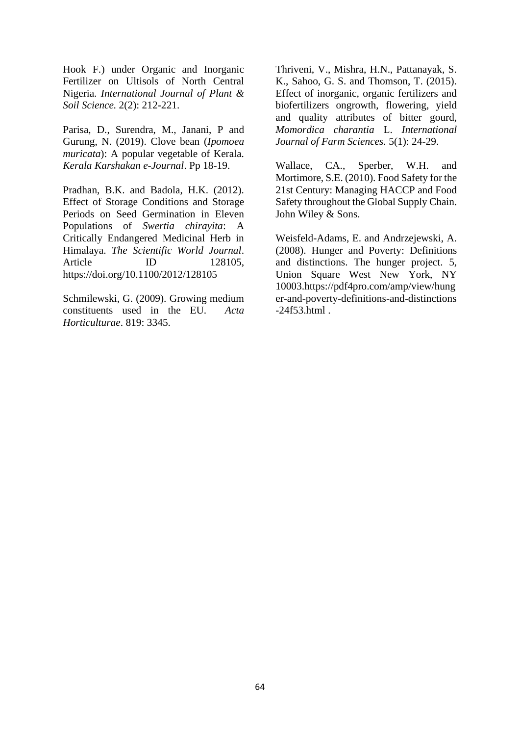Hook F.) under Organic and Inorganic Fertilizer on Ultisols of North Central Nigeria. *International Journal of Plant & Soil Science.* 2(2): 212-221.

Parisa, D., Surendra, M., Janani, P and Gurung, N. (2019). Clove bean (*Ipomoea muricata*): A popular vegetable of Kerala. *Kerala Karshakan e-Journal*. Pp 18-19.

Pradhan, B.K. and Badola, H.K. (2012). Effect of Storage Conditions and Storage Periods on Seed Germination in Eleven Populations of *Swertia chirayita*: A Critically Endangered Medicinal Herb in Himalaya. *The Scientific World Journal*. Article ID 128105, https://doi.org/10.1100/2012/128105

Schmilewski, G. (2009). Growing medium constituents used in the EU. *Acta Horticulturae*. 819: 3345.

Thriveni, V., Mishra, H.N., Pattanayak, S. K., Sahoo, G. S. and Thomson, T. (2015). Effect of inorganic, organic fertilizers and biofertilizers ongrowth, flowering, yield and quality attributes of bitter gourd, *Momordica charantia* L. *International Journal of Farm Sciences.* 5(1): 24-29.

Wallace, CA., Sperber, W.H. and Mortimore, S.E. (2010). Food Safety for the 21st Century: Managing HACCP and Food Safety throughout the Global Supply Chain. John Wiley & Sons.

Weisfeld-Adams, E. and Andrzejewski, A. (2008). Hunger and Poverty: Definitions and distinctions. The hunger project. 5, Union Square West New York, NY 10003.https://pdf4pro.com/amp/view/hunger-and-poverty-definitions-and-distinctions-24f53.html .